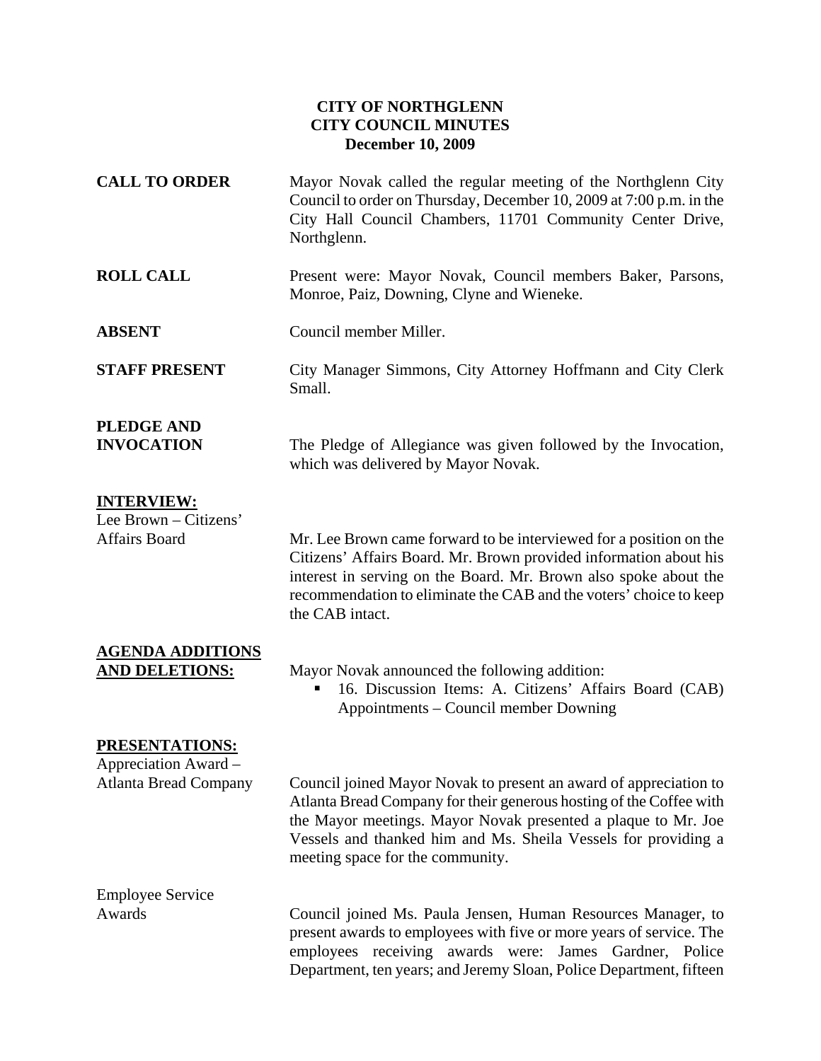# CITY OF NORTHGLENN
## CITY COUNCIL MINUTES
### December 10, 2009

**CALL TO ORDER**

Mayor Novak called the regular meeting of the Northglenn City Council to order on Thursday, December 10, 2009 at 7:00 p.m. in the City Hall Council Chambers, 11701 Community Center Drive, Northglenn.

**ROLL CALL**

Present were: Mayor Novak, Council members Baker, Parsons, Monroe, Paiz, Downing, Clyne and Wieneke.

**ABSENT**

Council member Miller.

**STAFF PRESENT**

City Manager Simmons, City Attorney Hoffmann and City Clerk Small.

**PLEDGE AND INVOCATION**

The Pledge of Allegiance was given followed by the Invocation, which was delivered by Mayor Novak.

**INTERVIEW:**

Lee Brown – Citizens' Affairs Board

Mr. Lee Brown came forward to be interviewed for a position on the Citizens' Affairs Board. Mr. Brown provided information about his interest in serving on the Board. Mr. Brown also spoke about the recommendation to eliminate the CAB and the voters' choice to keep the CAB intact.

**AGENDA ADDITIONS AND DELETIONS:**

Mayor Novak announced the following addition:

- 16. Discussion Items: A. Citizens' Affairs Board (CAB) Appointments – Council member Downing

**PRESENTATIONS:**

Appreciation Award – Atlanta Bread Company

Council joined Mayor Novak to present an award of appreciation to Atlanta Bread Company for their generous hosting of the Coffee with the Mayor meetings. Mayor Novak presented a plaque to Mr. Joe Vessels and thanked him and Ms. Sheila Vessels for providing a meeting space for the community.

Employee Service Awards

Council joined Ms. Paula Jensen, Human Resources Manager, to present awards to employees with five or more years of service. The employees receiving awards were: James Gardner, Police Department, ten years; and Jeremy Sloan, Police Department, fifteen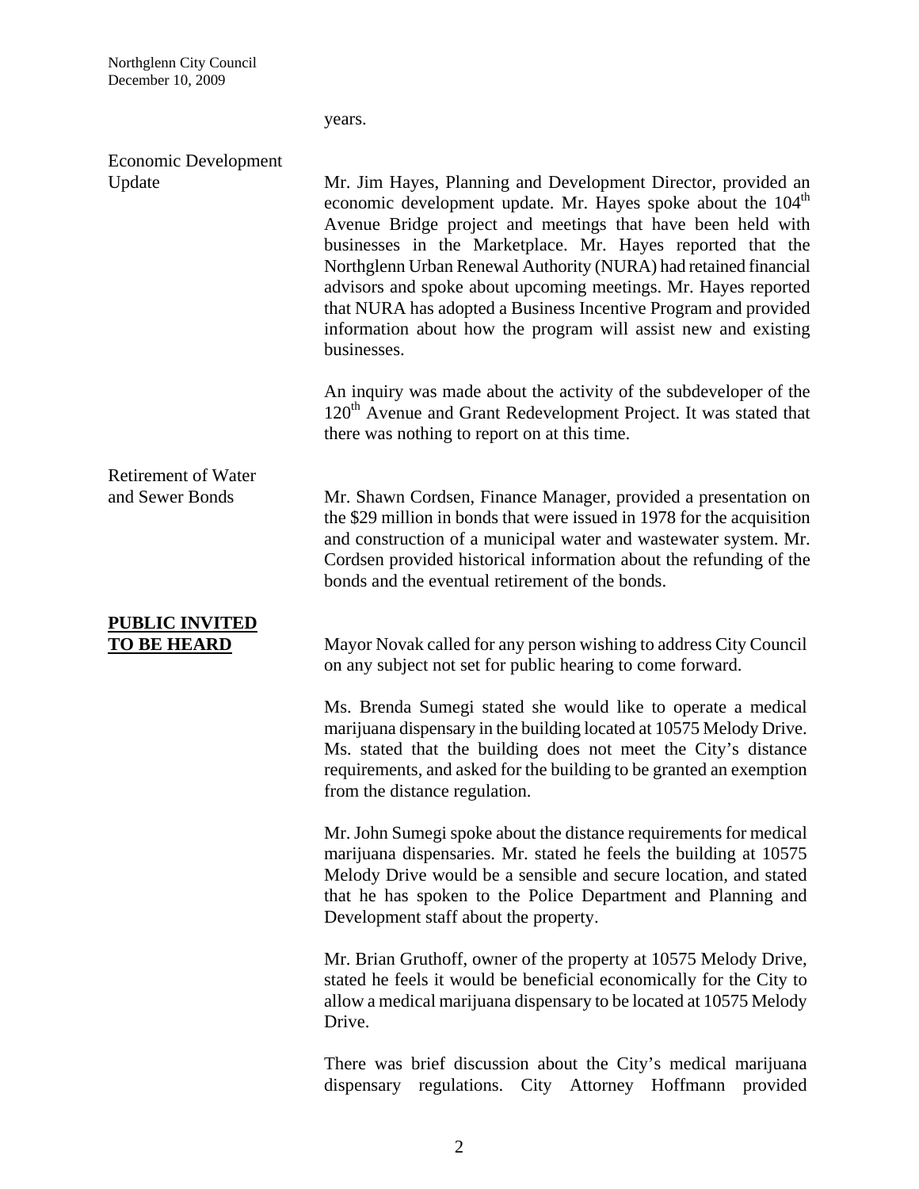years.

Economic Development Update

Mr. Jim Hayes, Planning and Development Director, provided an economic development update. Mr. Hayes spoke about the 104th Avenue Bridge project and meetings that have been held with businesses in the Marketplace. Mr. Hayes reported that the Northglenn Urban Renewal Authority (NURA) had retained financial advisors and spoke about upcoming meetings. Mr. Hayes reported that NURA has adopted a Business Incentive Program and provided information about how the program will assist new and existing businesses.

An inquiry was made about the activity of the subdeveloper of the 120th Avenue and Grant Redevelopment Project. It was stated that there was nothing to report on at this time.

Retirement of Water and Sewer Bonds

Mr. Shawn Cordsen, Finance Manager, provided a presentation on the $29 million in bonds that were issued in 1978 for the acquisition and construction of a municipal water and wastewater system. Mr. Cordsen provided historical information about the refunding of the bonds and the eventual retirement of the bonds.

**PUBLIC INVITED TO BE HEARD**

Mayor Novak called for any person wishing to address City Council on any subject not set for public hearing to come forward.

Ms. Brenda Sumegi stated she would like to operate a medical marijuana dispensary in the building located at 10575 Melody Drive. Ms. stated that the building does not meet the City's distance requirements, and asked for the building to be granted an exemption from the distance regulation.

Mr. John Sumegi spoke about the distance requirements for medical marijuana dispensaries. Mr. stated he feels the building at 10575 Melody Drive would be a sensible and secure location, and stated that he has spoken to the Police Department and Planning and Development staff about the property.

Mr. Brian Gruthoff, owner of the property at 10575 Melody Drive, stated he feels it would be beneficial economically for the City to allow a medical marijuana dispensary to be located at 10575 Melody Drive.

There was brief discussion about the City's medical marijuana dispensary regulations. City Attorney Hoffmann provided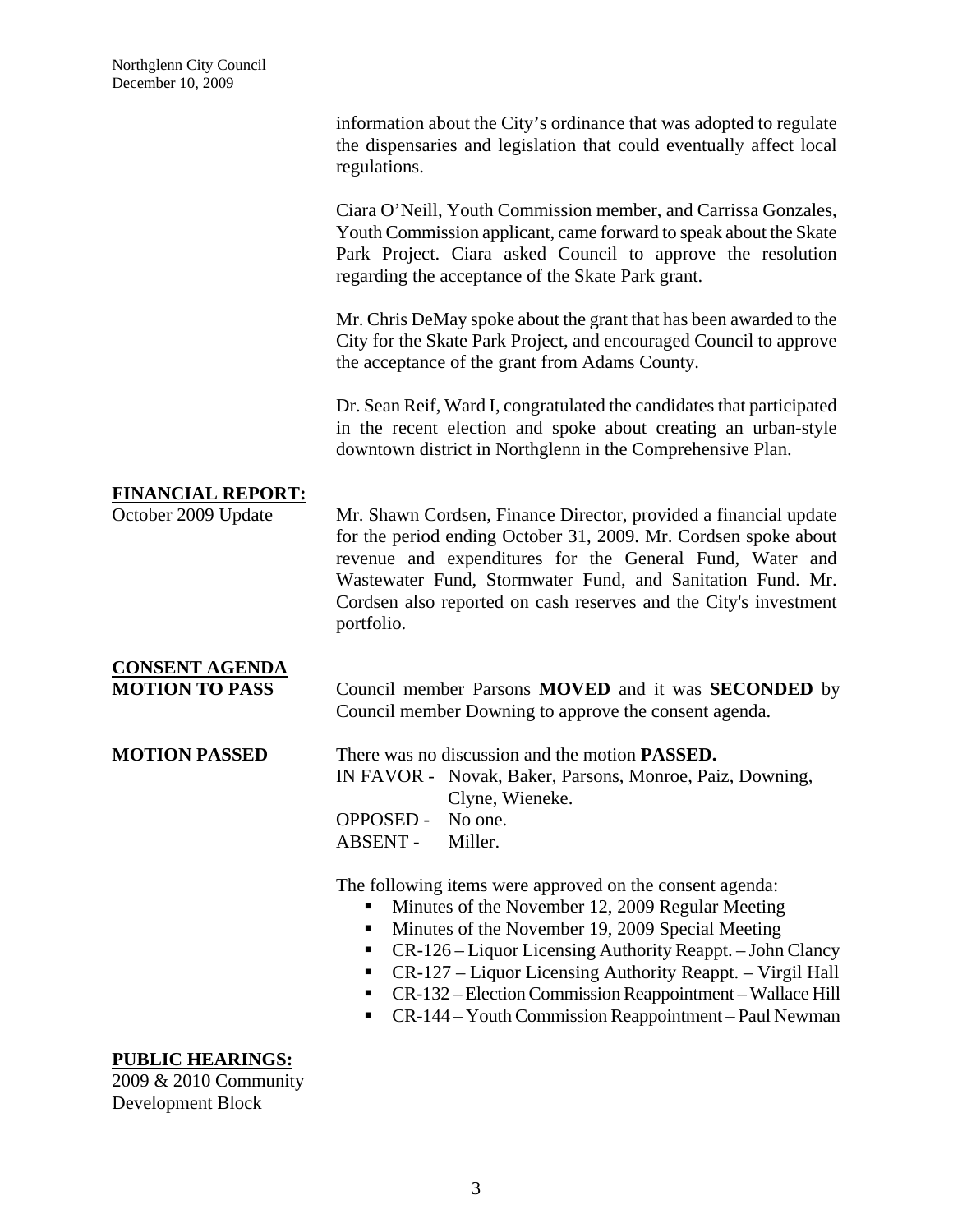information about the City's ordinance that was adopted to regulate the dispensaries and legislation that could eventually affect local regulations.

Ciara O'Neill, Youth Commission member, and Carrissa Gonzales, Youth Commission applicant, came forward to speak about the Skate Park Project. Ciara asked Council to approve the resolution regarding the acceptance of the Skate Park grant.

Mr. Chris DeMay spoke about the grant that has been awarded to the City for the Skate Park Project, and encouraged Council to approve the acceptance of the grant from Adams County.

Dr. Sean Reif, Ward I, congratulated the candidates that participated in the recent election and spoke about creating an urban-style downtown district in Northglenn in the Comprehensive Plan.

## FINANCIAL REPORT:

**October 2009 Update**

Mr. Shawn Cordsen, Finance Director, provided a financial update for the period ending October 31, 2009. Mr. Cordsen spoke about revenue and expenditures for the General Fund, Water and Wastewater Fund, Stormwater Fund, and Sanitation Fund. Mr. Cordsen also reported on cash reserves and the City's investment portfolio.

## CONSENT AGENDA

**MOTION TO PASS**

Council member Parsons **MOVED** and it was **SECONDED** by Council member Downing to approve the consent agenda.

**MOTION PASSED**

There was no discussion and the motion **PASSED.**

IN FAVOR - Novak, Baker, Parsons, Monroe, Paiz, Downing, Clyne, Wieneke.
OPPOSED - No one.
ABSENT - Miller.

The following items were approved on the consent agenda:

- Minutes of the November 12, 2009 Regular Meeting
- Minutes of the November 19, 2009 Special Meeting
- CR-126 – Liquor Licensing Authority Reappt. – John Clancy
- CR-127 – Liquor Licensing Authority Reappt. – Virgil Hall
- CR-132 – Election Commission Reappointment – Wallace Hill
- CR-144 – Youth Commission Reappointment – Paul Newman

## PUBLIC HEARINGS:

2009 & 2010 Community Development Block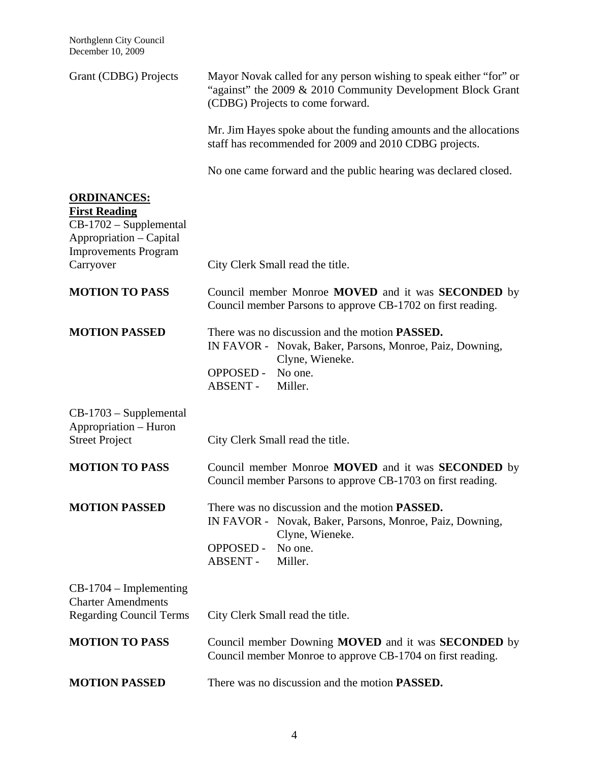Grant (CDBG) Projects

Mayor Novak called for any person wishing to speak either "for" or "against" the 2009 & 2010 Community Development Block Grant (CDBG) Projects to come forward.

Mr. Jim Hayes spoke about the funding amounts and the allocations staff has recommended for 2009 and 2010 CDBG projects.

No one came forward and the public hearing was declared closed.

**ORDINANCES:**

**First Reading**

CB-1702 – Supplemental Appropriation – Capital Improvements Program Carryover

City Clerk Small read the title.

**MOTION TO PASS**

Council member Monroe **MOVED** and it was **SECONDED** by Council member Parsons to approve CB-1702 on first reading.

**MOTION PASSED**

There was no discussion and the motion **PASSED.**

IN FAVOR - Novak, Baker, Parsons, Monroe, Paiz, Downing, Clyne, Wieneke.
OPPOSED - No one.
ABSENT - Miller.

CB-1703 – Supplemental Appropriation – Huron Street Project

City Clerk Small read the title.

**MOTION TO PASS**

Council member Monroe **MOVED** and it was **SECONDED** by Council member Parsons to approve CB-1703 on first reading.

**MOTION PASSED**

There was no discussion and the motion **PASSED.**

IN FAVOR - Novak, Baker, Parsons, Monroe, Paiz, Downing, Clyne, Wieneke.
OPPOSED - No one.
ABSENT - Miller.

CB-1704 – Implementing Charter Amendments Regarding Council Terms

City Clerk Small read the title.

**MOTION TO PASS**

Council member Downing **MOVED** and it was **SECONDED** by Council member Monroe to approve CB-1704 on first reading.

**MOTION PASSED**

There was no discussion and the motion **PASSED.**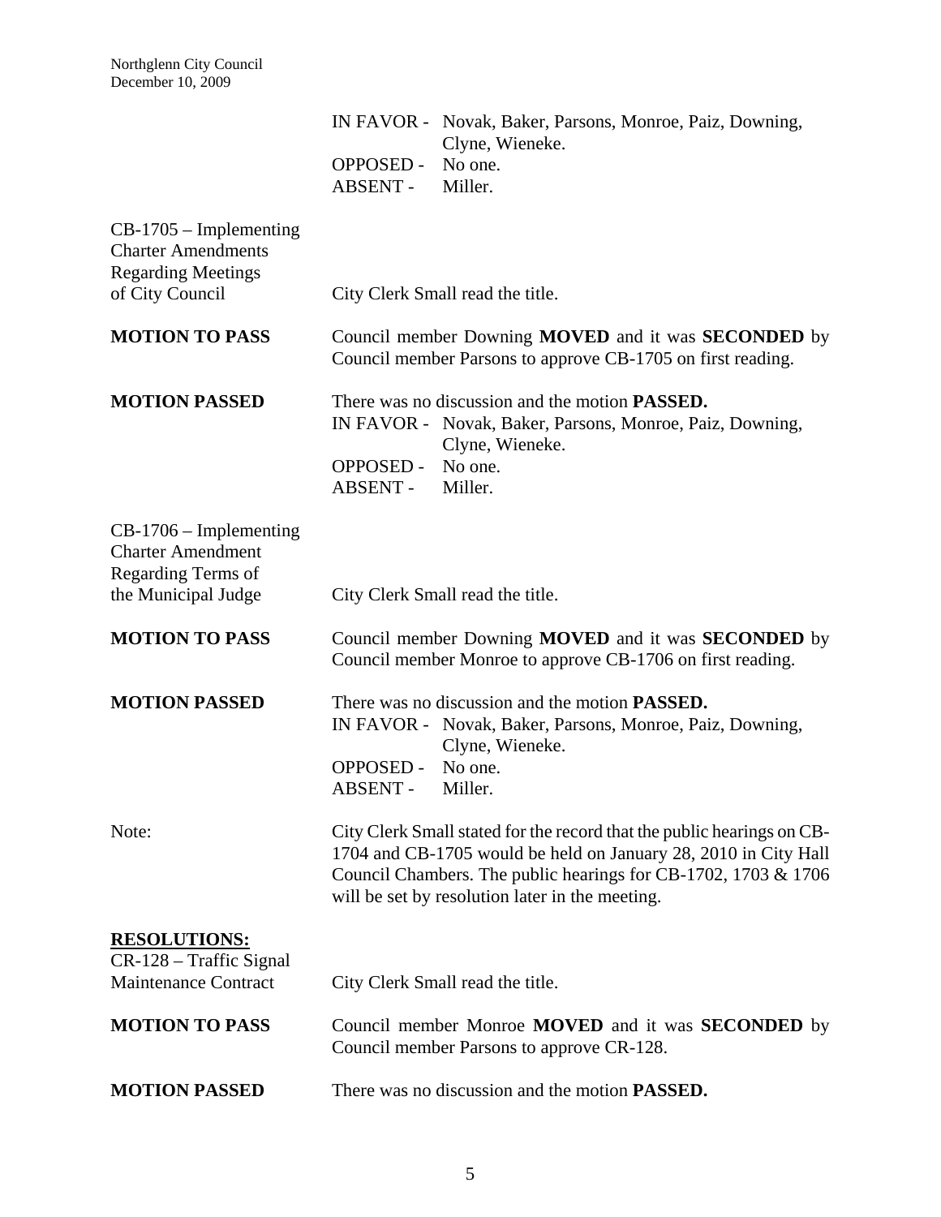IN FAVOR - Novak, Baker, Parsons, Monroe, Paiz, Downing, Clyne, Wieneke.
OPPOSED - No one.
ABSENT - Miller.

CB-1705 – Implementing Charter Amendments Regarding Meetings of City Council

City Clerk Small read the title.

**MOTION TO PASS**

Council member Downing **MOVED** and it was **SECONDED** by Council member Parsons to approve CB-1705 on first reading.

**MOTION PASSED**

There was no discussion and the motion **PASSED.**
IN FAVOR - Novak, Baker, Parsons, Monroe, Paiz, Downing, Clyne, Wieneke.
OPPOSED - No one.
ABSENT - Miller.

CB-1706 – Implementing Charter Amendment Regarding Terms of the Municipal Judge

City Clerk Small read the title.

**MOTION TO PASS**

Council member Downing **MOVED** and it was **SECONDED** by Council member Monroe to approve CB-1706 on first reading.

**MOTION PASSED**

There was no discussion and the motion **PASSED.**
IN FAVOR - Novak, Baker, Parsons, Monroe, Paiz, Downing, Clyne, Wieneke.
OPPOSED - No one.
ABSENT - Miller.

Note:

City Clerk Small stated for the record that the public hearings on CB-1704 and CB-1705 would be held on January 28, 2010 in City Hall Council Chambers. The public hearings for CB-1702, 1703 & 1706 will be set by resolution later in the meeting.

**RESOLUTIONS:**

CR-128 – Traffic Signal Maintenance Contract

City Clerk Small read the title.

**MOTION TO PASS**

Council member Monroe **MOVED** and it was **SECONDED** by Council member Parsons to approve CR-128.

**MOTION PASSED**

There was no discussion and the motion **PASSED.**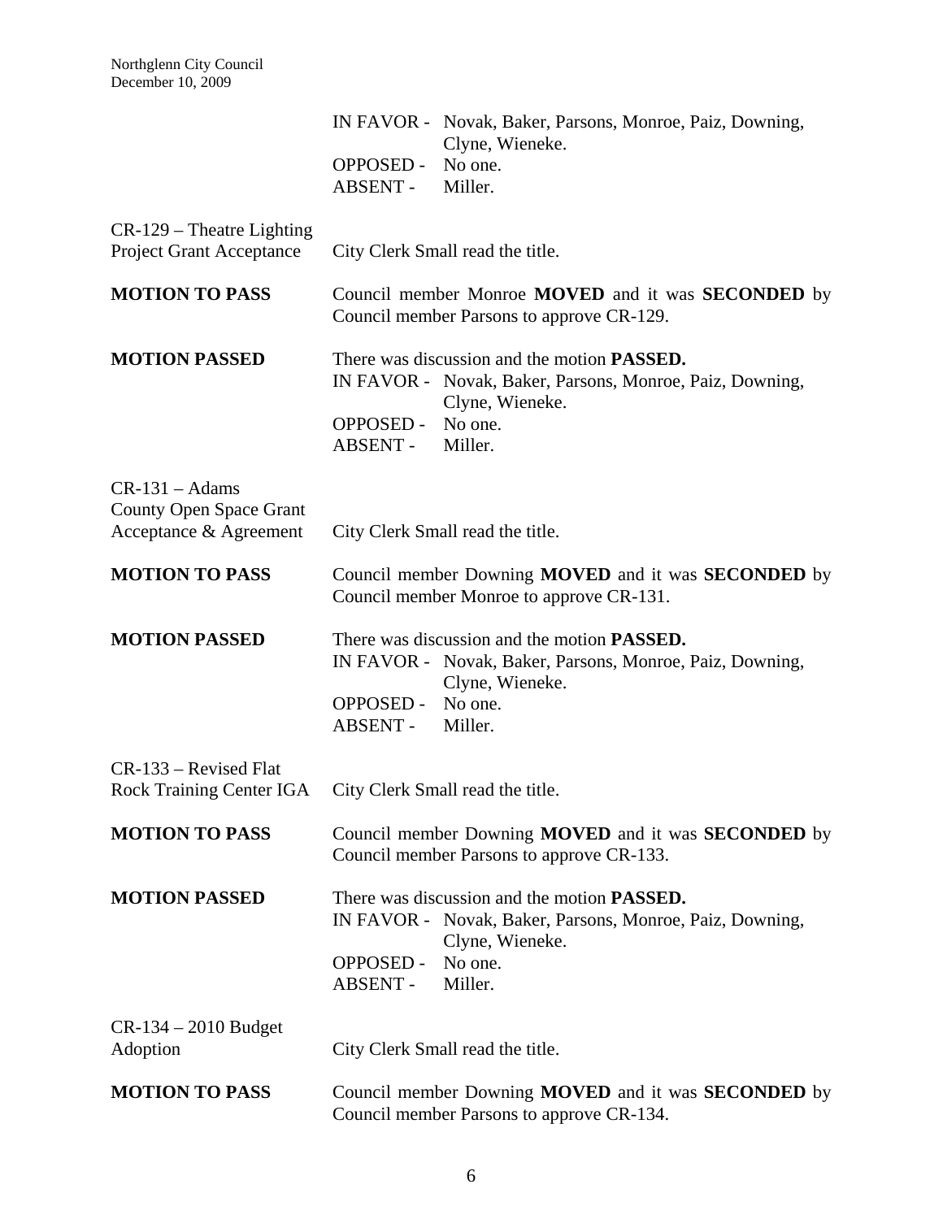IN FAVOR - Novak, Baker, Parsons, Monroe, Paiz, Downing, Clyne, Wieneke.
OPPOSED - No one.
ABSENT - Miller.

CR-129 – Theatre Lighting Project Grant Acceptance

City Clerk Small read the title.

**MOTION TO PASS**

Council member Monroe **MOVED** and it was **SECONDED** by Council member Parsons to approve CR-129.

**MOTION PASSED**

There was discussion and the motion **PASSED.**
IN FAVOR - Novak, Baker, Parsons, Monroe, Paiz, Downing, Clyne, Wieneke.
OPPOSED - No one.
ABSENT - Miller.

CR-131 – Adams County Open Space Grant Acceptance & Agreement

City Clerk Small read the title.

**MOTION TO PASS**

Council member Downing **MOVED** and it was **SECONDED** by Council member Monroe to approve CR-131.

**MOTION PASSED**

There was discussion and the motion **PASSED.**
IN FAVOR - Novak, Baker, Parsons, Monroe, Paiz, Downing, Clyne, Wieneke.
OPPOSED - No one.
ABSENT - Miller.

CR-133 – Revised Flat Rock Training Center IGA

City Clerk Small read the title.

**MOTION TO PASS**

Council member Downing **MOVED** and it was **SECONDED** by Council member Parsons to approve CR-133.

**MOTION PASSED**

There was discussion and the motion **PASSED.**
IN FAVOR - Novak, Baker, Parsons, Monroe, Paiz, Downing, Clyne, Wieneke.
OPPOSED - No one.
ABSENT - Miller.

CR-134 – 2010 Budget Adoption

City Clerk Small read the title.

**MOTION TO PASS**

Council member Downing **MOVED** and it was **SECONDED** by Council member Parsons to approve CR-134.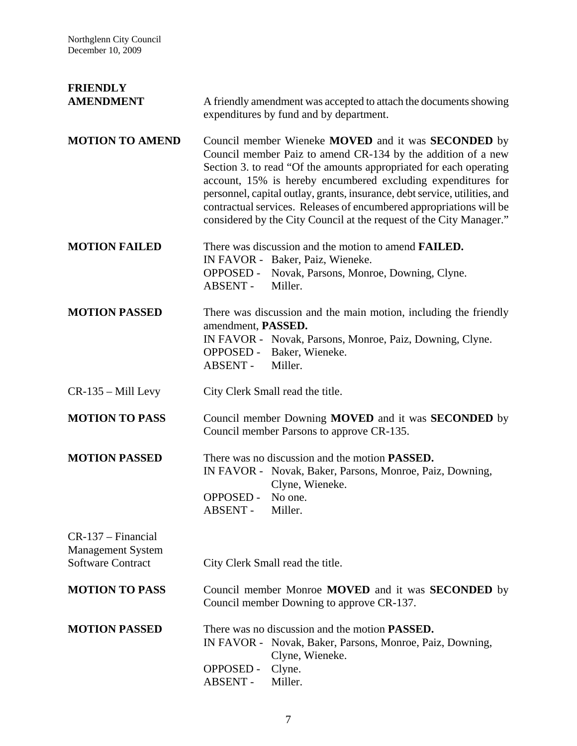**FRIENDLY AMENDMENT**

A friendly amendment was accepted to attach the documents showing expenditures by fund and by department.

**MOTION TO AMEND**

Council member Wieneke **MOVED** and it was **SECONDED** by Council member Paiz to amend CR-134 by the addition of a new Section 3. to read "Of the amounts appropriated for each operating account, 15% is hereby encumbered excluding expenditures for personnel, capital outlay, grants, insurance, debt service, utilities, and contractual services. Releases of encumbered appropriations will be considered by the City Council at the request of the City Manager."

**MOTION FAILED**

There was discussion and the motion to amend **FAILED.**
IN FAVOR - Baker, Paiz, Wieneke.
OPPOSED - Novak, Parsons, Monroe, Downing, Clyne.
ABSENT - Miller.

**MOTION PASSED**

There was discussion and the main motion, including the friendly amendment, **PASSED.**
IN FAVOR - Novak, Parsons, Monroe, Paiz, Downing, Clyne.
OPPOSED - Baker, Wieneke.
ABSENT - Miller.

CR-135 – Mill Levy

City Clerk Small read the title.

**MOTION TO PASS**

Council member Downing **MOVED** and it was **SECONDED** by Council member Parsons to approve CR-135.

**MOTION PASSED**

There was no discussion and the motion **PASSED.**
IN FAVOR - Novak, Baker, Parsons, Monroe, Paiz, Downing, Clyne, Wieneke.
OPPOSED - No one.
ABSENT - Miller.

CR-137 – Financial Management System Software Contract

City Clerk Small read the title.

**MOTION TO PASS**

Council member Monroe **MOVED** and it was **SECONDED** by Council member Downing to approve CR-137.

**MOTION PASSED**

There was no discussion and the motion **PASSED.**
IN FAVOR - Novak, Baker, Parsons, Monroe, Paiz, Downing, Clyne, Wieneke.
OPPOSED - Clyne.
ABSENT - Miller.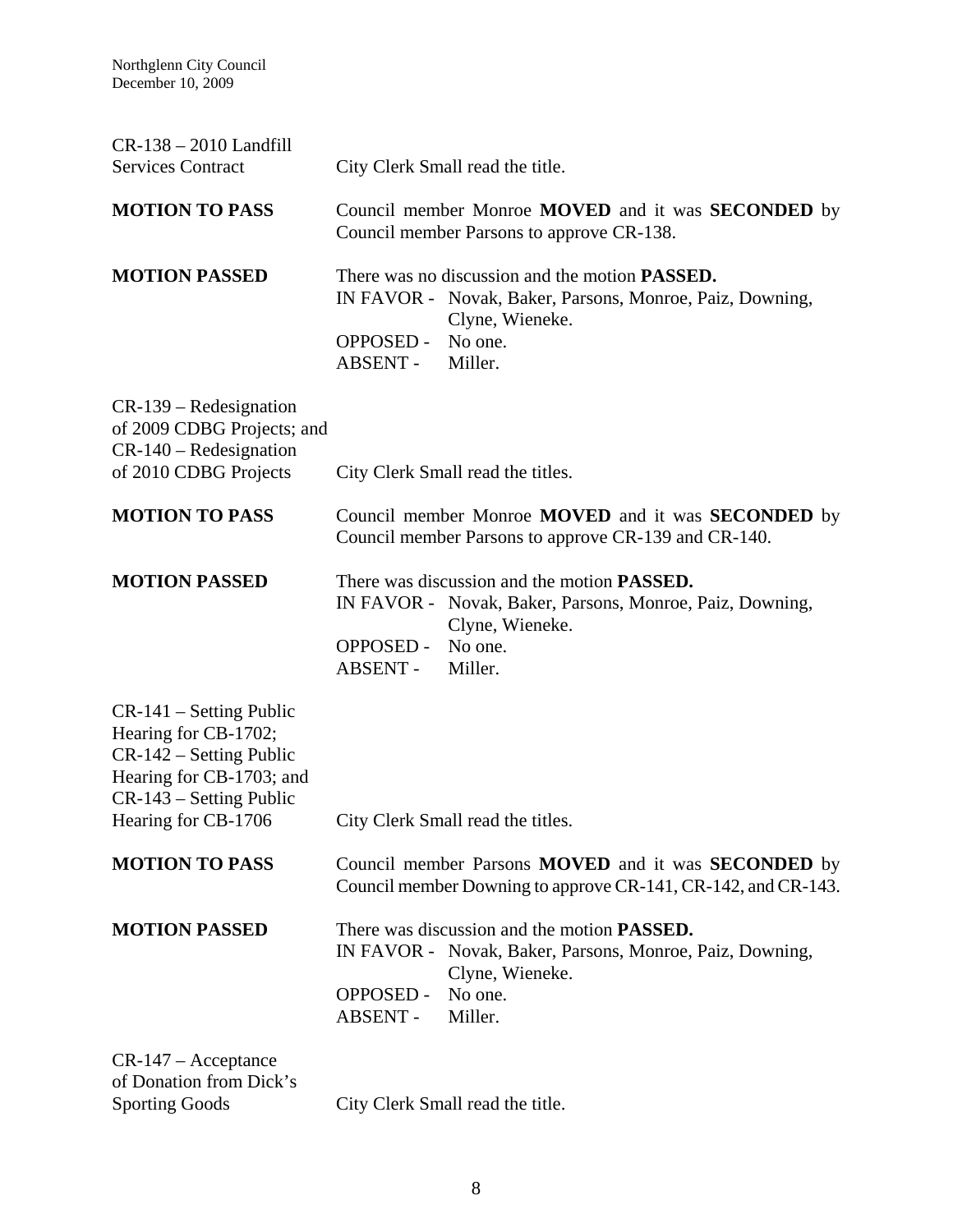CR-138 – 2010 Landfill Services Contract — City Clerk Small read the title.

**MOTION TO PASS** — Council member Monroe **MOVED** and it was **SECONDED** by Council member Parsons to approve CR-138.

**MOTION PASSED** — There was no discussion and the motion **PASSED.**
IN FAVOR - Novak, Baker, Parsons, Monroe, Paiz, Downing, Clyne, Wieneke.
OPPOSED - No one.
ABSENT - Miller.

CR-139 – Redesignation of 2009 CDBG Projects; and CR-140 – Redesignation of 2010 CDBG Projects — City Clerk Small read the titles.

**MOTION TO PASS** — Council member Monroe **MOVED** and it was **SECONDED** by Council member Parsons to approve CR-139 and CR-140.

**MOTION PASSED** — There was discussion and the motion **PASSED.**
IN FAVOR - Novak, Baker, Parsons, Monroe, Paiz, Downing, Clyne, Wieneke.
OPPOSED - No one.
ABSENT - Miller.

CR-141 – Setting Public Hearing for CB-1702; CR-142 – Setting Public Hearing for CB-1703; and CR-143 – Setting Public Hearing for CB-1706 — City Clerk Small read the titles.

**MOTION TO PASS** — Council member Parsons **MOVED** and it was **SECONDED** by Council member Downing to approve CR-141, CR-142, and CR-143.

**MOTION PASSED** — There was discussion and the motion **PASSED.**
IN FAVOR - Novak, Baker, Parsons, Monroe, Paiz, Downing, Clyne, Wieneke.
OPPOSED - No one.
ABSENT - Miller.

CR-147 – Acceptance of Donation from Dick's Sporting Goods — City Clerk Small read the title.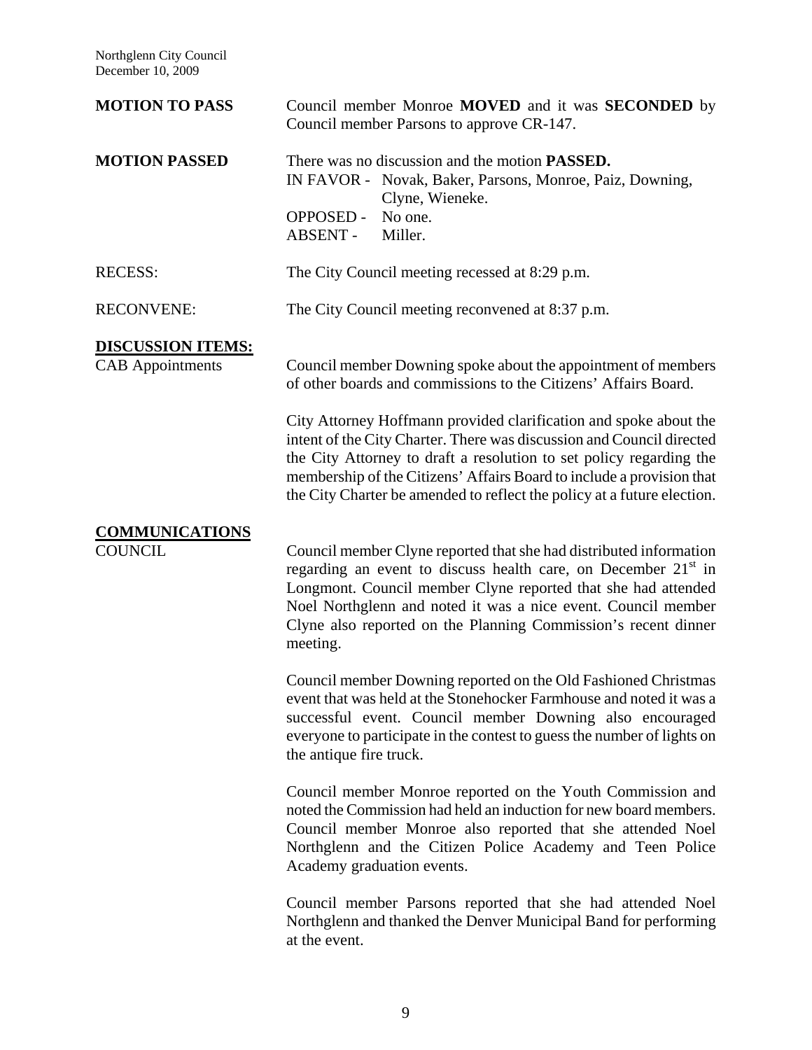**MOTION TO PASS** Council member Monroe **MOVED** and it was **SECONDED** by Council member Parsons to approve CR-147.

**MOTION PASSED** There was no discussion and the motion **PASSED.**

IN FAVOR - Novak, Baker, Parsons, Monroe, Paiz, Downing, Clyne, Wieneke.
OPPOSED - No one.
ABSENT - Miller.

RECESS: The City Council meeting recessed at 8:29 p.m.

RECONVENE: The City Council meeting reconvened at 8:37 p.m.

## DISCUSSION ITEMS:

CAB Appointments

Council member Downing spoke about the appointment of members of other boards and commissions to the Citizens' Affairs Board.

City Attorney Hoffmann provided clarification and spoke about the intent of the City Charter. There was discussion and Council directed the City Attorney to draft a resolution to set policy regarding the membership of the Citizens' Affairs Board to include a provision that the City Charter be amended to reflect the policy at a future election.

## COMMUNICATIONS

COUNCIL

Council member Clyne reported that she had distributed information regarding an event to discuss health care, on December 21st in Longmont. Council member Clyne reported that she had attended Noel Northglenn and noted it was a nice event. Council member Clyne also reported on the Planning Commission's recent dinner meeting.

Council member Downing reported on the Old Fashioned Christmas event that was held at the Stonehocker Farmhouse and noted it was a successful event. Council member Downing also encouraged everyone to participate in the contest to guess the number of lights on the antique fire truck.

Council member Monroe reported on the Youth Commission and noted the Commission had held an induction for new board members. Council member Monroe also reported that she attended Noel Northglenn and the Citizen Police Academy and Teen Police Academy graduation events.

Council member Parsons reported that she had attended Noel Northglenn and thanked the Denver Municipal Band for performing at the event.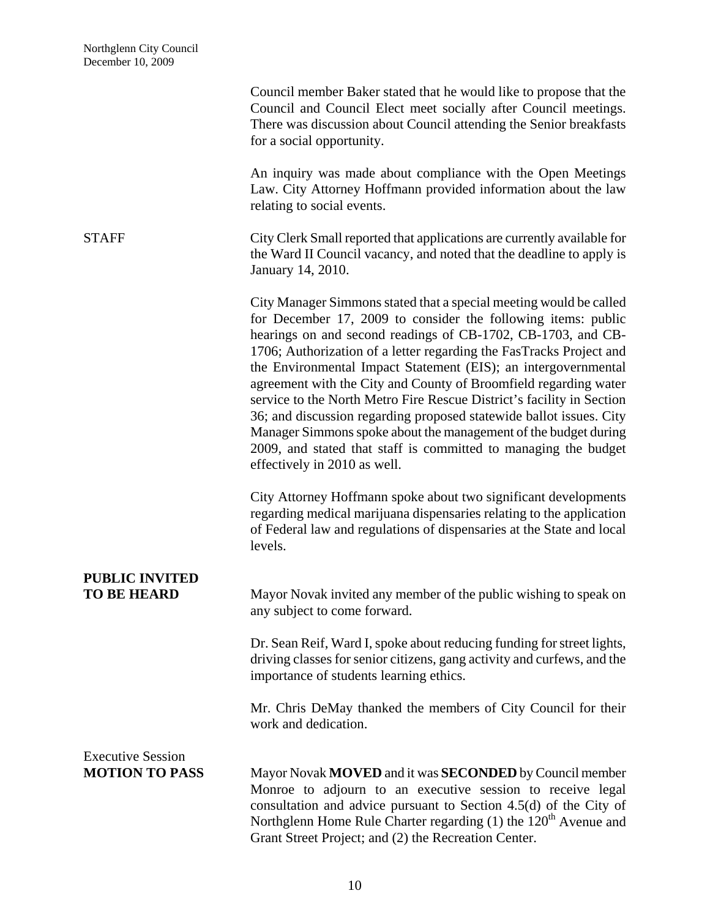Council member Baker stated that he would like to propose that the Council and Council Elect meet socially after Council meetings. There was discussion about Council attending the Senior breakfasts for a social opportunity.

An inquiry was made about compliance with the Open Meetings Law. City Attorney Hoffmann provided information about the law relating to social events.

STAFF

City Clerk Small reported that applications are currently available for the Ward II Council vacancy, and noted that the deadline to apply is January 14, 2010.

City Manager Simmons stated that a special meeting would be called for December 17, 2009 to consider the following items: public hearings on and second readings of CB-1702, CB-1703, and CB-1706; Authorization of a letter regarding the FasTracks Project and the Environmental Impact Statement (EIS); an intergovernmental agreement with the City and County of Broomfield regarding water service to the North Metro Fire Rescue District's facility in Section 36; and discussion regarding proposed statewide ballot issues. City Manager Simmons spoke about the management of the budget during 2009, and stated that staff is committed to managing the budget effectively in 2010 as well.

City Attorney Hoffmann spoke about two significant developments regarding medical marijuana dispensaries relating to the application of Federal law and regulations of dispensaries at the State and local levels.

**PUBLIC INVITED TO BE HEARD**

Mayor Novak invited any member of the public wishing to speak on any subject to come forward.

Dr. Sean Reif, Ward I, spoke about reducing funding for street lights, driving classes for senior citizens, gang activity and curfews, and the importance of students learning ethics.

Mr. Chris DeMay thanked the members of City Council for their work and dedication.

Executive Session
**MOTION TO PASS**

Mayor Novak **MOVED** and it was **SECONDED** by Council member Monroe to adjourn to an executive session to receive legal consultation and advice pursuant to Section 4.5(d) of the City of Northglenn Home Rule Charter regarding (1) the 120th Avenue and Grant Street Project; and (2) the Recreation Center.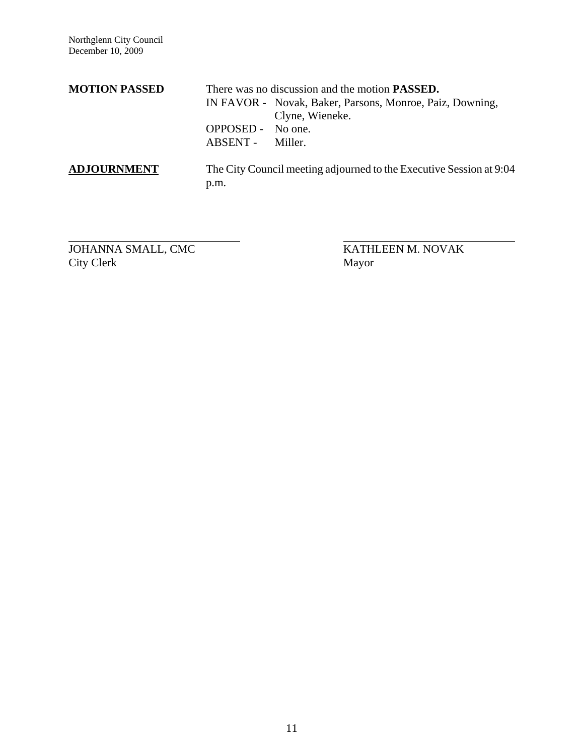**MOTION PASSED** There was no discussion and the motion **PASSED.**

IN FAVOR - Novak, Baker, Parsons, Monroe, Paiz, Downing, Clyne, Wieneke.
OPPOSED - No one.
ABSENT - Miller.

**ADJOURNMENT** The City Council meeting adjourned to the Executive Session at 9:04 p.m.

JOHANNA SMALL, CMC
City Clerk

KATHLEEN M. NOVAK
Mayor